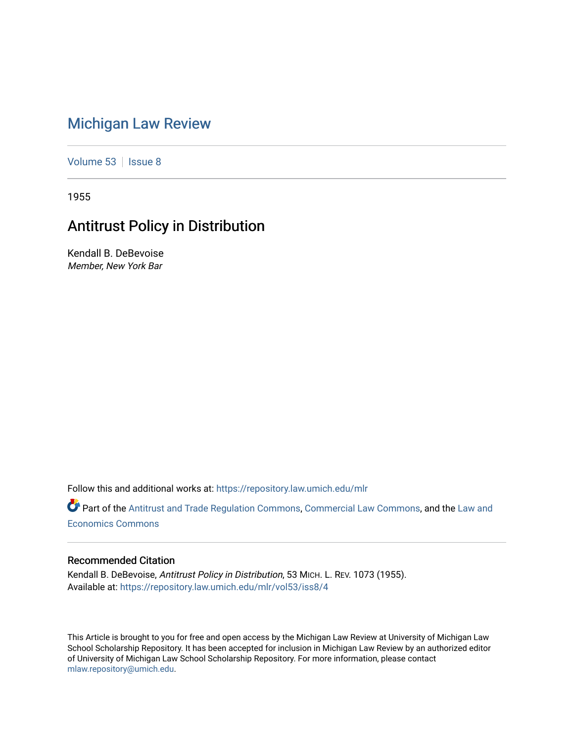# Michigan Law Review

Volume 53 | Issue 8

1955

## Antitrust Policy in Distribution

Kendall B. DeBevoise
*Member, New York Bar*

Follow this and additional works at: https://repository.law.umich.edu/mlr

Part of the Antitrust and Trade Regulation Commons, Commercial Law Commons, and the Law and Economics Commons

### Recommended Citation

Kendall B. DeBevoise, *Antitrust Policy in Distribution*, 53 MICH. L. REV. 1073 (1955).
Available at: https://repository.law.umich.edu/mlr/vol53/iss8/4

This Article is brought to you for free and open access by the Michigan Law Review at University of Michigan Law School Scholarship Repository. It has been accepted for inclusion in Michigan Law Review by an authorized editor of University of Michigan Law School Scholarship Repository. For more information, please contact mlaw.repository@umich.edu.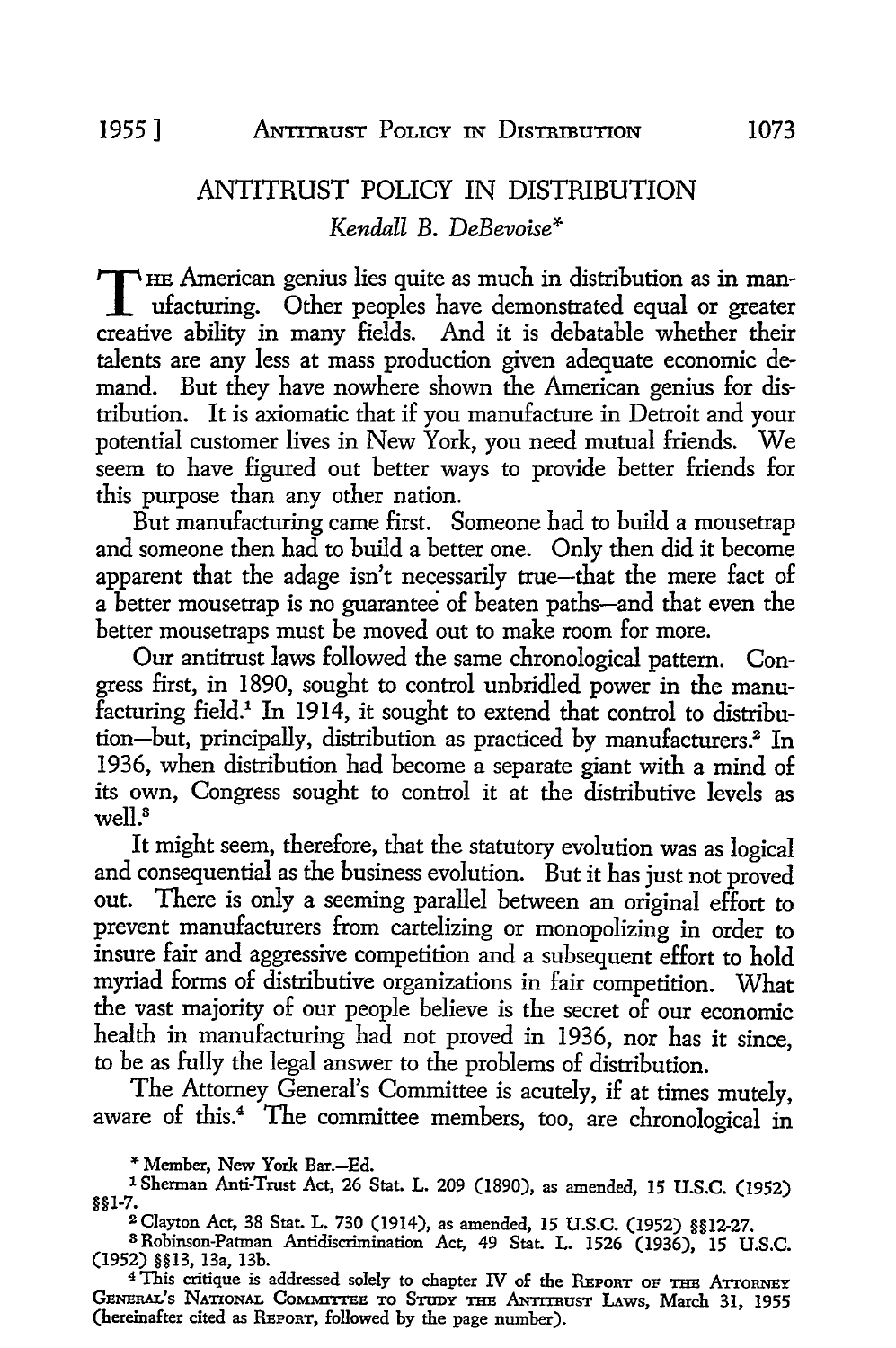# ANTITRUST POLICY IN DISTRIBUTION

*Kendall B. DeBevoise**

THE American genius lies quite as much in distribution as in manufacturing. Other peoples have demonstrated equal or greater creative ability in many fields. And it is debatable whether their talents are any less at mass production given adequate economic demand. But they have nowhere shown the American genius for distribution. It is axiomatic that if you manufacture in Detroit and your potential customer lives in New York, you need mutual friends. We seem to have figured out better ways to provide better friends for this purpose than any other nation.

But manufacturing came first. Someone had to build a mousetrap and someone then had to build a better one. Only then did it become apparent that the adage isn't necessarily true—that the mere fact of a better mousetrap is no guarantee of beaten paths—and that even the better mousetraps must be moved out to make room for more.

Our antitrust laws followed the same chronological pattern. Congress first, in 1890, sought to control unbridled power in the manufacturing field.[1] In 1914, it sought to extend that control to distribution—but, principally, distribution as practiced by manufacturers.[2] In 1936, when distribution had become a separate giant with a mind of its own, Congress sought to control it at the distributive levels as well.[3]

It might seem, therefore, that the statutory evolution was as logical and consequential as the business evolution. But it has just not proved out. There is only a seeming parallel between an original effort to prevent manufacturers from cartelizing or monopolizing in order to insure fair and aggressive competition and a subsequent effort to hold myriad forms of distributive organizations in fair competition. What the vast majority of our people believe is the secret of our economic health in manufacturing had not proved in 1936, nor has it since, to be as fully the legal answer to the problems of distribution.

The Attorney General's Committee is acutely, if at times mutely, aware of this.[4] The committee members, too, are chronological in

---

\* Member, New York Bar.—Ed.

[1] Sherman Anti-Trust Act, 26 Stat. L. 209 (1890), as amended, 15 U.S.C. (1952) §§1-7.

[2] Clayton Act, 38 Stat. L. 730 (1914), as amended, 15 U.S.C. (1952) §§12-27.

[3] Robinson-Patman Antidiscrimination Act, 49 Stat. L. 1526 (1936), 15 U.S.C. (1952) §§13, 13a, 13b.

[4] This critique is addressed solely to chapter IV of the REPORT OF THE ATTORNEY GENERAL'S NATIONAL COMMITTEE TO STUDY THE ANTITRUST LAWS, March 31, 1955 (hereinafter cited as REPORT, followed by the page number).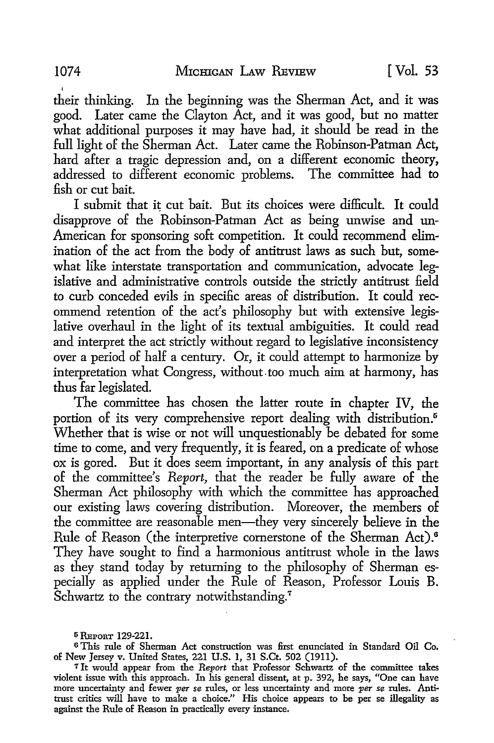their thinking. In the beginning was the Sherman Act, and it was good. Later came the Clayton Act, and it was good, but no matter what additional purposes it may have had, it should be read in the full light of the Sherman Act. Later came the Robinson-Patman Act, hard after a tragic depression and, on a different economic theory, addressed to different economic problems. The committee had to fish or cut bait.

I submit that it cut bait. But its choices were difficult. It could disapprove of the Robinson-Patman Act as being unwise and un-American for sponsoring soft competition. It could recommend elimination of the act from the body of antitrust laws as such but, somewhat like interstate transportation and communication, advocate legislative and administrative controls outside the strictly antitrust field to curb conceded evils in specific areas of distribution. It could recommend retention of the act's philosophy but with extensive legislative overhaul in the light of its textual ambiguities. It could read and interpret the act strictly without regard to legislative inconsistency over a period of half a century. Or, it could attempt to harmonize by interpretation what Congress, without too much aim at harmony, has thus far legislated.

The committee has chosen the latter route in chapter IV, the portion of its very comprehensive report dealing with distribution.[5] Whether that is wise or not will unquestionably be debated for some time to come, and very frequently, it is feared, on a predicate of whose ox is gored. But it does seem important, in any analysis of this part of the committee's *Report*, that the reader be fully aware of the Sherman Act philosophy with which the committee has approached our existing laws covering distribution. Moreover, the members of the committee are reasonable men—they very sincerely believe in the Rule of Reason (the interpretive cornerstone of the Sherman Act).[6] They have sought to find a harmonious antitrust whole in the laws as they stand today by returning to the philosophy of Sherman especially as applied under the Rule of Reason, Professor Louis B. Schwartz to the contrary notwithstanding.[7]

[5] REPORT 129-221.

[6] This rule of Sherman Act construction was first enunciated in Standard Oil Co. of New Jersey v. United States, 221 U.S. 1, 31 S.Ct. 502 (1911).

[7] It would appear from the *Report* that Professor Schwartz of the committee takes violent issue with this approach. In his general dissent, at p. 392, he says, "One can have more uncertainty and fewer *per se* rules, or less uncertainty and more *per se* rules. Antitrust critics will have to make a choice." His choice appears to be per se illegality as against the Rule of Reason in practically every instance.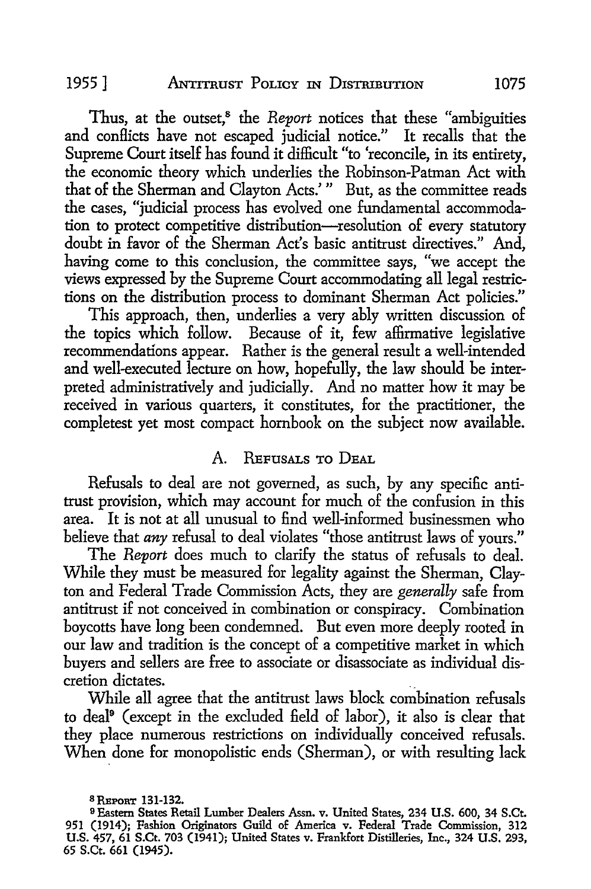Thus, at the outset,[8] the *Report* notices that these "ambiguities and conflicts have not escaped judicial notice." It recalls that the Supreme Court itself has found it difficult "to 'reconcile, in its entirety, the economic theory which underlies the Robinson-Patman Act with that of the Sherman and Clayton Acts.' " But, as the committee reads the cases, "judicial process has evolved one fundamental accommodation to protect competitive distribution—resolution of every statutory doubt in favor of the Sherman Act's basic antitrust directives." And, having come to this conclusion, the committee says, "we accept the views expressed by the Supreme Court accommodating all legal restrictions on the distribution process to dominant Sherman Act policies."

This approach, then, underlies a very ably written discussion of the topics which follow. Because of it, few affirmative legislative recommendations appear. Rather is the general result a well-intended and well-executed lecture on how, hopefully, the law should be interpreted administratively and judicially. And no matter how it may be received in various quarters, it constitutes, for the practitioner, the completest yet most compact hornbook on the subject now available.

## A. Refusals to Deal

Refusals to deal are not governed, as such, by any specific antitrust provision, which may account for much of the confusion in this area. It is not at all unusual to find well-informed businessmen who believe that *any* refusal to deal violates "those antitrust laws of yours."

The *Report* does much to clarify the status of refusals to deal. While they must be measured for legality against the Sherman, Clayton and Federal Trade Commission Acts, they are *generally* safe from antitrust if not conceived in combination or conspiracy. Combination boycotts have long been condemned. But even more deeply rooted in our law and tradition is the concept of a competitive market in which buyers and sellers are free to associate or disassociate as individual discretion dictates.

While all agree that the antitrust laws block combination refusals to deal[9] (except in the excluded field of labor), it also is clear that they place numerous restrictions on individually conceived refusals. When done for monopolistic ends (Sherman), or with resulting lack

---

[8] Report 131-132.

[9] Eastern States Retail Lumber Dealers Assn. v. United States, 234 U.S. 600, 34 S.Ct. 951 (1914); Fashion Originators Guild of America v. Federal Trade Commission, 312 U.S. 457, 61 S.Ct. 703 (1941); United States v. Frankfort Distilleries, Inc., 324 U.S. 293, 65 S.Ct. 661 (1945).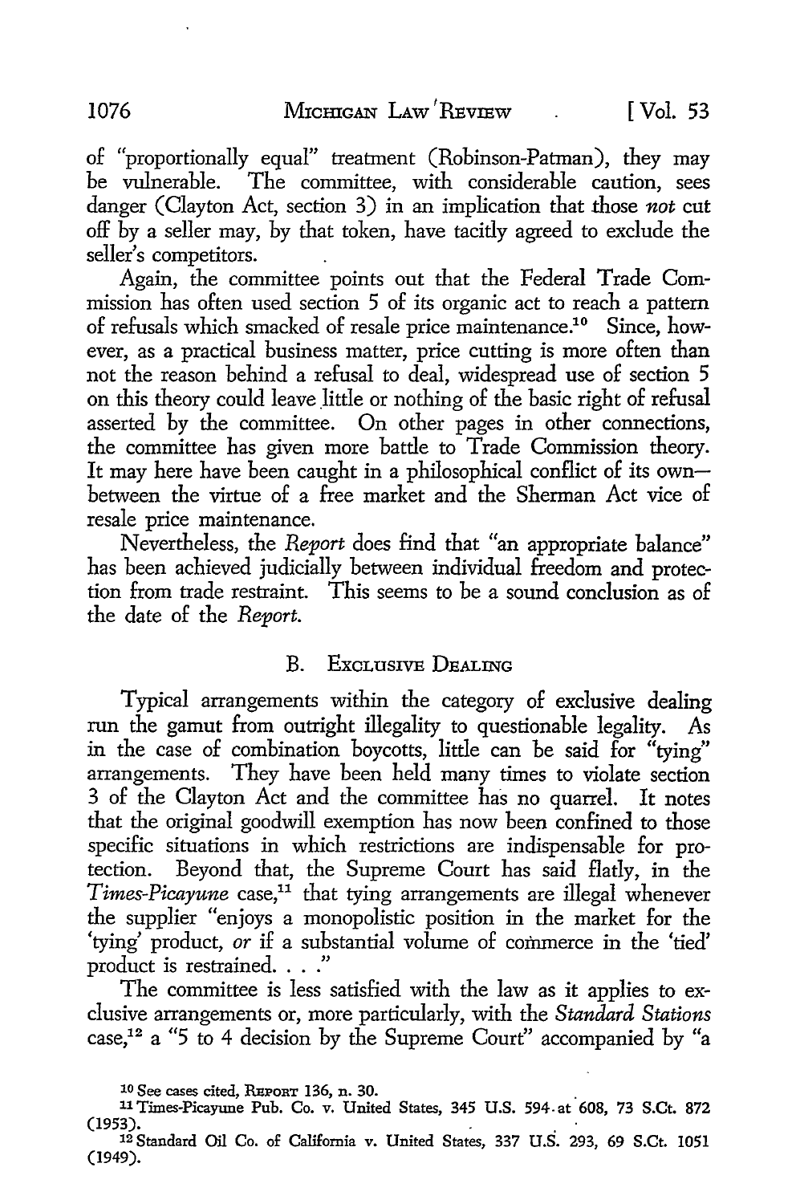of "proportionally equal" treatment (Robinson-Patman), they may be vulnerable. The committee, with considerable caution, sees danger (Clayton Act, section 3) in an implication that those *not* cut off by a seller may, by that token, have tacitly agreed to exclude the seller's competitors.

Again, the committee points out that the Federal Trade Commission has often used section 5 of its organic act to reach a pattern of refusals which smacked of resale price maintenance.[10] Since, however, as a practical business matter, price cutting is more often than not the reason behind a refusal to deal, widespread use of section 5 on this theory could leave little or nothing of the basic right of refusal asserted by the committee. On other pages in other connections, the committee has given more battle to Trade Commission theory. It may here have been caught in a philosophical conflict of its own—between the virtue of a free market and the Sherman Act vice of resale price maintenance.

Nevertheless, the *Report* does find that "an appropriate balance" has been achieved judicially between individual freedom and protection from trade restraint. This seems to be a sound conclusion as of the date of the *Report.*

### B. Exclusive Dealing

Typical arrangements within the category of exclusive dealing run the gamut from outright illegality to questionable legality. As in the case of combination boycotts, little can be said for "tying" arrangements. They have been held many times to violate section 3 of the Clayton Act and the committee has no quarrel. It notes that the original goodwill exemption has now been confined to those specific situations in which restrictions are indispensable for protection. Beyond that, the Supreme Court has said flatly, in the *Times-Picayune* case,[11] that tying arrangements are illegal whenever the supplier "enjoys a monopolistic position in the market for the 'tying' product, *or* if a substantial volume of commerce in the 'tied' product is restrained. . . ."

The committee is less satisfied with the law as it applies to exclusive arrangements or, more particularly, with the *Standard Stations* case,[12] a "5 to 4 decision by the Supreme Court" accompanied by "a

---

[10] See cases cited, Report 136, n. 30.

[11] Times-Picayune Pub. Co. v. United States, 345 U.S. 594 at 608, 73 S.Ct. 872 (1953).

[12] Standard Oil Co. of California v. United States, 337 U.S. 293, 69 S.Ct. 1051 (1949).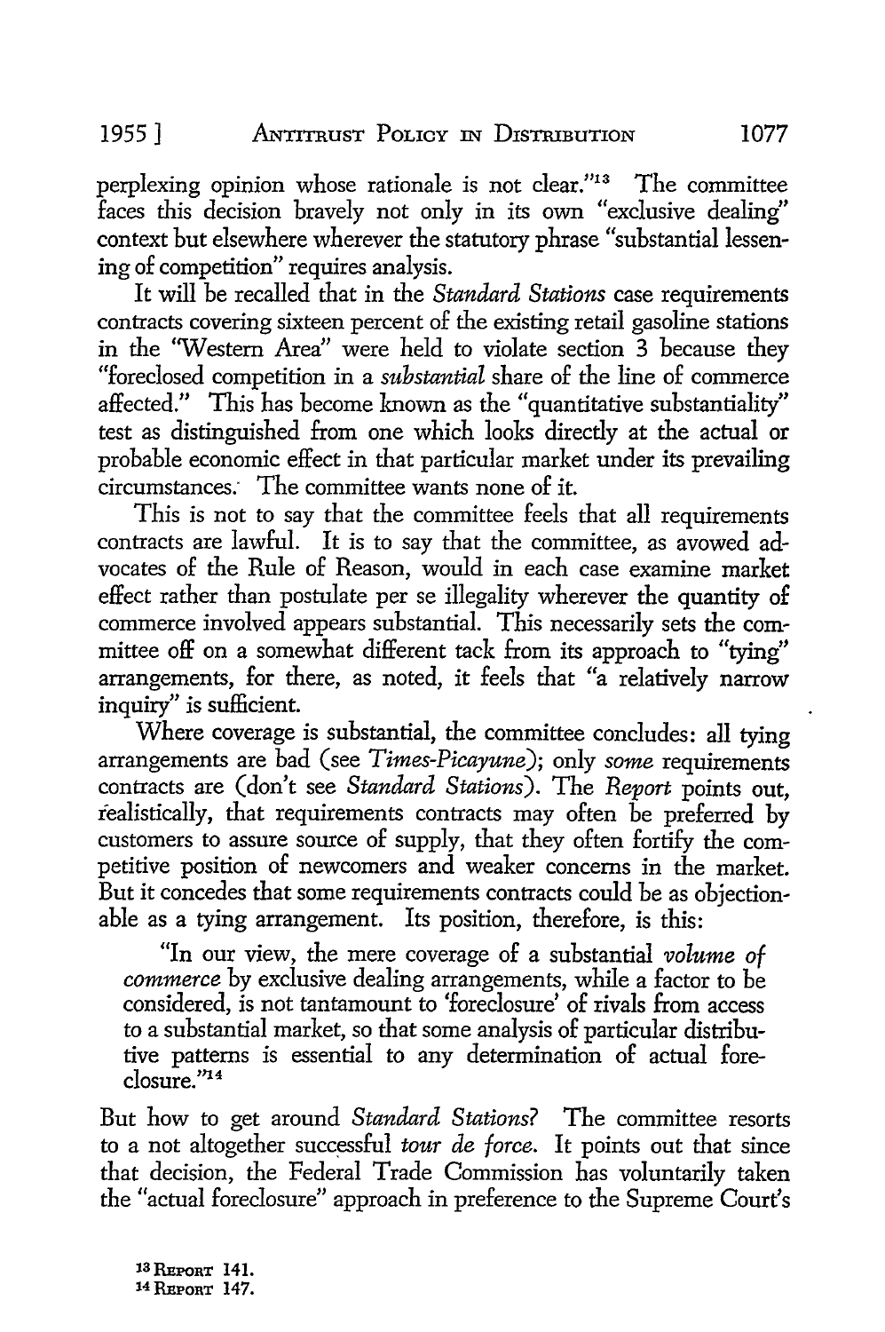perplexing opinion whose rationale is not clear."[13] The committee faces this decision bravely not only in its own "exclusive dealing" context but elsewhere wherever the statutory phrase "substantial lessening of competition" requires analysis.

It will be recalled that in the *Standard Stations* case requirements contracts covering sixteen percent of the existing retail gasoline stations in the "Western Area" were held to violate section 3 because they "foreclosed competition in a *substantial* share of the line of commerce affected." This has become known as the "quantitative substantiality" test as distinguished from one which looks directly at the actual or probable economic effect in that particular market under its prevailing circumstances. The committee wants none of it.

This is not to say that the committee feels that all requirements contracts are lawful. It is to say that the committee, as avowed advocates of the Rule of Reason, would in each case examine market effect rather than postulate per se illegality wherever the quantity of commerce involved appears substantial. This necessarily sets the committee off on a somewhat different tack from its approach to "tying" arrangements, for there, as noted, it feels that "a relatively narrow inquiry" is sufficient.

Where coverage is substantial, the committee concludes: all tying arrangements are bad (see *Times-Picayune*); only *some* requirements contracts are (don't see *Standard Stations*). The *Report* points out, realistically, that requirements contracts may often be preferred by customers to assure source of supply, that they often fortify the competitive position of newcomers and weaker concerns in the market. But it concedes that some requirements contracts could be as objectionable as a tying arrangement. Its position, therefore, is this:

> "In our view, the mere coverage of a substantial *volume of commerce* by exclusive dealing arrangements, while a factor to be considered, is not tantamount to 'foreclosure' of rivals from access to a substantial market, so that some analysis of particular distributive patterns is essential to any determination of actual foreclosure."[14]

But how to get around *Standard Stations?* The committee resorts to a not altogether successful *tour de force*. It points out that since that decision, the Federal Trade Commission has voluntarily taken the "actual foreclosure" approach in preference to the Supreme Court's

[13] REPORT 141.
[14] REPORT 147.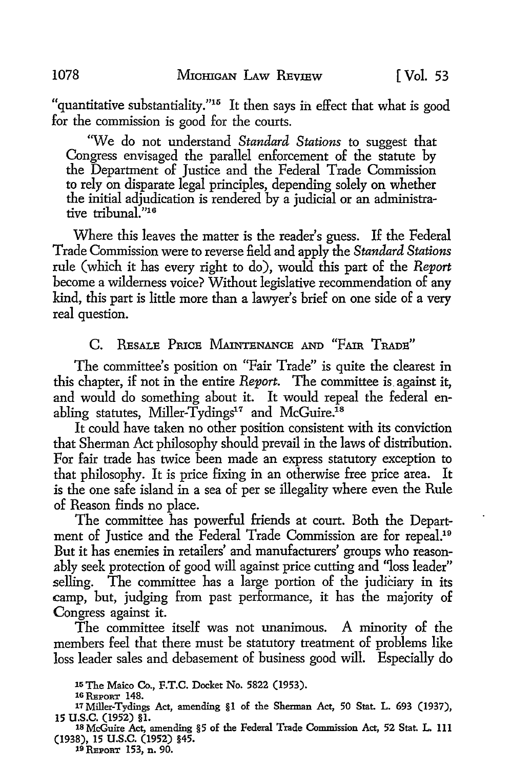"quantitative substantiality."[15] It then says in effect that what is good for the commission is good for the courts.

> "We do not understand *Standard Stations* to suggest that Congress envisaged the parallel enforcement of the statute by the Department of Justice and the Federal Trade Commission to rely on disparate legal principles, depending solely on whether the initial adjudication is rendered by a judicial or an administrative tribunal."[16]

Where this leaves the matter is the reader's guess. If the Federal Trade Commission were to reverse field and apply the *Standard Stations* rule (which it has every right to do), would this part of the *Report* become a wilderness voice? Without legislative recommendation of any kind, this part is little more than a lawyer's brief on one side of a very real question.

### C. Resale Price Maintenance and "Fair Trade"

The committee's position on "Fair Trade" is quite the clearest in this chapter, if not in the entire *Report*. The committee is against it, and would do something about it. It would repeal the federal enabling statutes, Miller-Tydings[17] and McGuire.[18]

It could have taken no other position consistent with its conviction that Sherman Act philosophy should prevail in the laws of distribution. For fair trade has twice been made an express statutory exception to that philosophy. It is price fixing in an otherwise free price area. It is the one safe island in a sea of per se illegality where even the Rule of Reason finds no place.

The committee has powerful friends at court. Both the Department of Justice and the Federal Trade Commission are for repeal.[19] But it has enemies in retailers' and manufacturers' groups who reasonably seek protection of good will against price cutting and "loss leader" selling. The committee has a large portion of the judiciary in its camp, but, judging from past performance, it has the majority of Congress against it.

The committee itself was not unanimous. A minority of the members feel that there must be statutory treatment of problems like loss leader sales and debasement of business good will. Especially do

---

[15] The Maico Co., F.T.C. Docket No. 5822 (1953).

[16] Report 148.

[17] Miller-Tydings Act, amending §1 of the Sherman Act, 50 Stat. L. 693 (1937), 15 U.S.C. (1952) §1.

[18] McGuire Act, amending §5 of the Federal Trade Commission Act, 52 Stat. L. 111 (1938), 15 U.S.C. (1952) §45.

[19] Report 153, n. 90.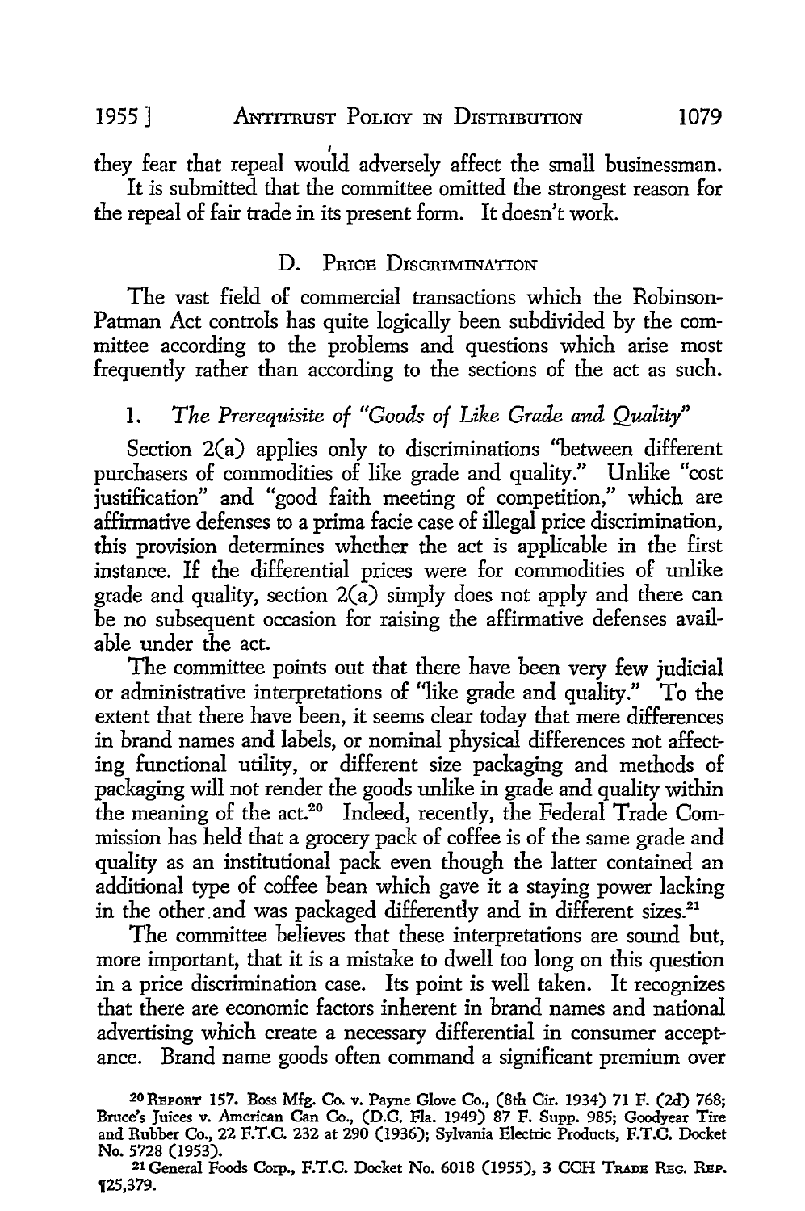they fear that repeal would adversely affect the small businessman.

It is submitted that the committee omitted the strongest reason for the repeal of fair trade in its present form. It doesn't work.

### D. Price Discrimination

The vast field of commercial transactions which the Robinson-Patman Act controls has quite logically been subdivided by the committee according to the problems and questions which arise most frequently rather than according to the sections of the act as such.

#### 1. *The Prerequisite of "Goods of Like Grade and Quality"*

Section 2(a) applies only to discriminations "between different purchasers of commodities of like grade and quality." Unlike "cost justification" and "good faith meeting of competition," which are affirmative defenses to a prima facie case of illegal price discrimination, this provision determines whether the act is applicable in the first instance. If the differential prices were for commodities of unlike grade and quality, section 2(a) simply does not apply and there can be no subsequent occasion for raising the affirmative defenses available under the act.

The committee points out that there have been very few judicial or administrative interpretations of "like grade and quality." To the extent that there have been, it seems clear today that mere differences in brand names and labels, or nominal physical differences not affecting functional utility, or different size packaging and methods of packaging will not render the goods unlike in grade and quality within the meaning of the act.[20] Indeed, recently, the Federal Trade Commission has held that a grocery pack of coffee is of the same grade and quality as an institutional pack even though the latter contained an additional type of coffee bean which gave it a staying power lacking in the other and was packaged differently and in different sizes.[21]

The committee believes that these interpretations are sound but, more important, that it is a mistake to dwell too long on this question in a price discrimination case. Its point is well taken. It recognizes that there are economic factors inherent in brand names and national advertising which create a necessary differential in consumer acceptance. Brand name goods often command a significant premium over

---

[20] Report 157. Boss Mfg. Co. v. Payne Glove Co., (8th Cir. 1934) 71 F. (2d) 768; Bruce's Juices v. American Can Co., (D.C. Fla. 1949) 87 F. Supp. 985; Goodyear Tire and Rubber Co., 22 F.T.C. 232 at 290 (1936); Sylvania Electric Products, F.T.C. Docket No. 5728 (1953).

[21] General Foods Corp., F.T.C. Docket No. 6018 (1955), 3 CCH Trade Reg. Rep. ¶25,379.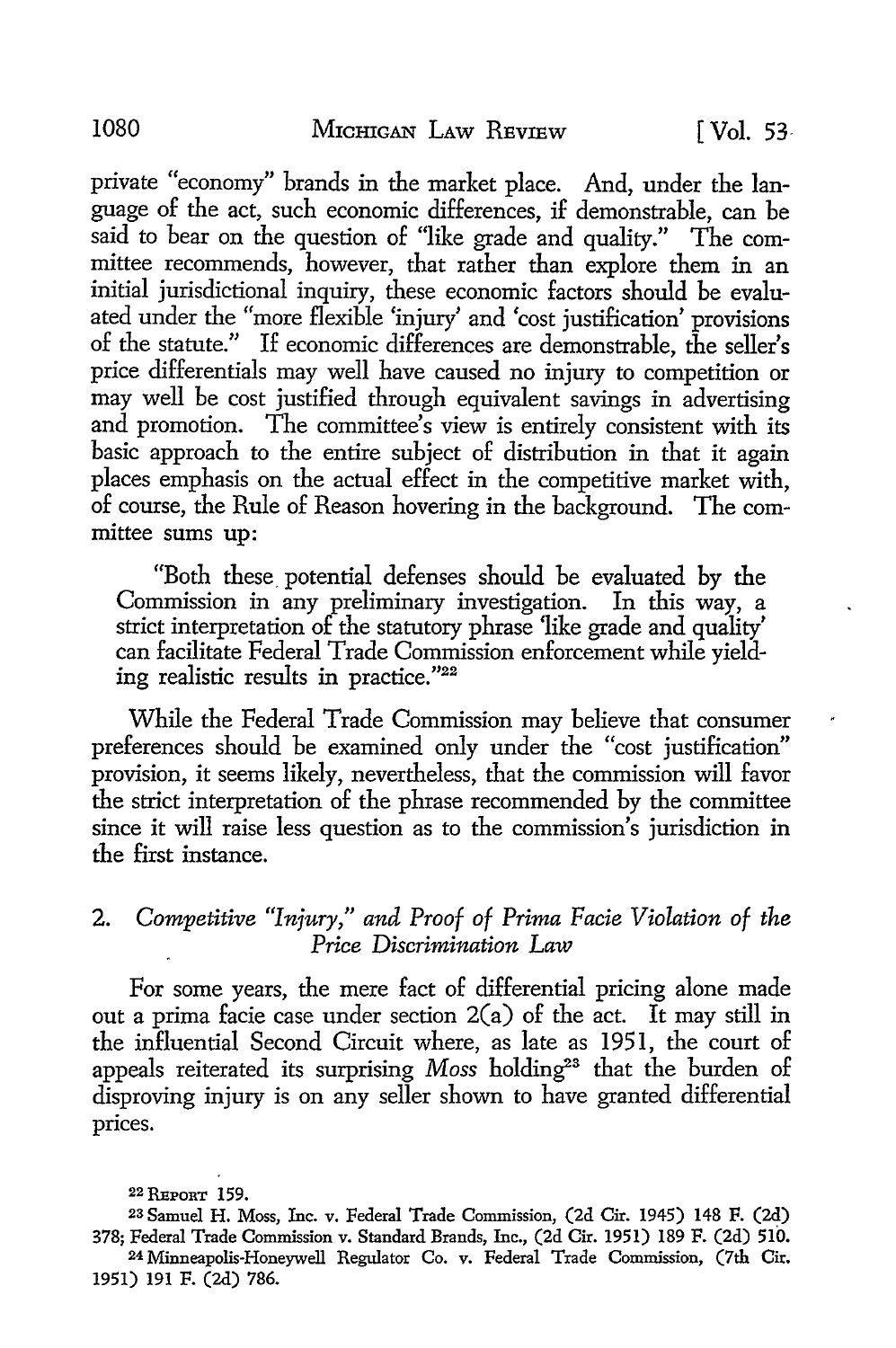private "economy" brands in the market place. And, under the language of the act, such economic differences, if demonstrable, can be said to bear on the question of "like grade and quality." The committee recommends, however, that rather than explore them in an initial jurisdictional inquiry, these economic factors should be evaluated under the "more flexible 'injury' and 'cost justification' provisions of the statute." If economic differences are demonstrable, the seller's price differentials may well have caused no injury to competition or may well be cost justified through equivalent savings in advertising and promotion. The committee's view is entirely consistent with its basic approach to the entire subject of distribution in that it again places emphasis on the actual effect in the competitive market with, of course, the Rule of Reason hovering in the background. The committee sums up:

> "Both these potential defenses should be evaluated by the Commission in any preliminary investigation. In this way, a strict interpretation of the statutory phrase 'like grade and quality' can facilitate Federal Trade Commission enforcement while yielding realistic results in practice."[22]

While the Federal Trade Commission may believe that consumer preferences should be examined only under the "cost justification" provision, it seems likely, nevertheless, that the commission will favor the strict interpretation of the phrase recommended by the committee since it will raise less question as to the commission's jurisdiction in the first instance.

## 2. *Competitive "Injury," and Proof of Prima Facie Violation of the Price Discrimination Law*

For some years, the mere fact of differential pricing alone made out a prima facie case under section 2(a) of the act. It may still in the influential Second Circuit where, as late as 1951, the court of appeals reiterated its surprising *Moss* holding[23] that the burden of disproving injury is on any seller shown to have granted differential prices.

---

[22] REPORT 159.

[23] Samuel H. Moss, Inc. v. Federal Trade Commission, (2d Cir. 1945) 148 F. (2d) 378; Federal Trade Commission v. Standard Brands, Inc., (2d Cir. 1951) 189 F. (2d) 510.

[24] Minneapolis-Honeywell Regulator Co. v. Federal Trade Commission, (7th Cir. 1951) 191 F. (2d) 786.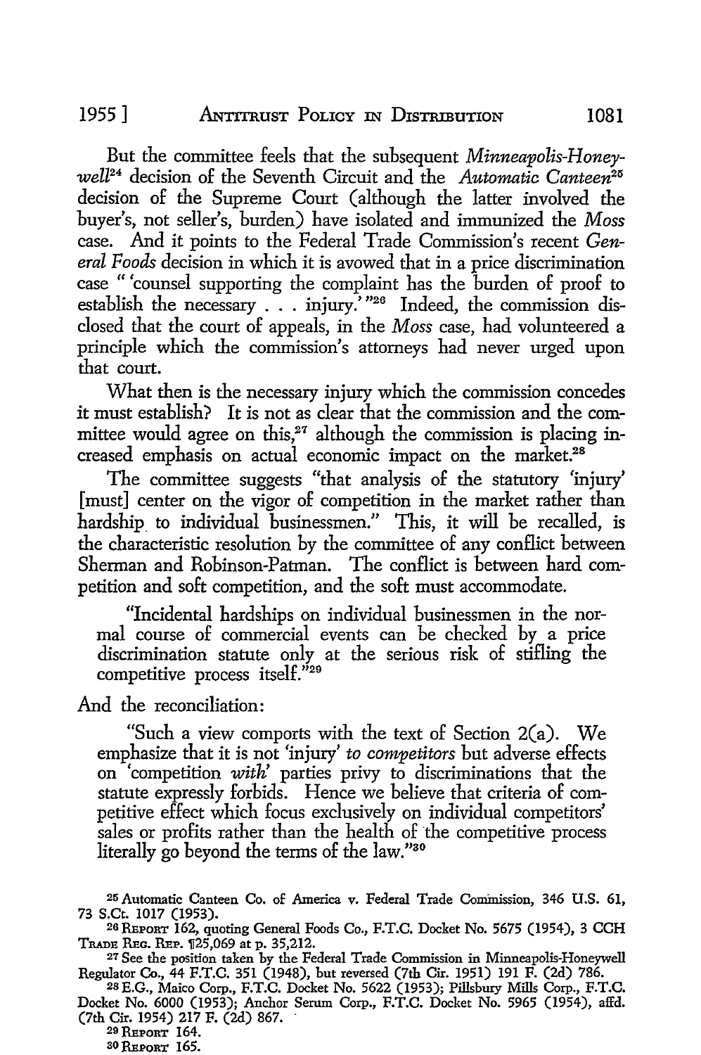But the committee feels that the subsequent *Minneapolis-Honeywell*[24] decision of the Seventh Circuit and the *Automatic Canteen*[25] decision of the Supreme Court (although the latter involved the buyer's, not seller's, burden) have isolated and immunized the *Moss* case. And it points to the Federal Trade Commission's recent *General Foods* decision in which it is avowed that in a price discrimination case " 'counsel supporting the complaint has the burden of proof to establish the necessary . . . injury.' "[26] Indeed, the commission disclosed that the court of appeals, in the *Moss* case, had volunteered a principle which the commission's attorneys had never urged upon that court.

What then is the necessary injury which the commission concedes it must establish? It is not as clear that the commission and the committee would agree on this,[27] although the commission is placing increased emphasis on actual economic impact on the market.[28]

The committee suggests "that analysis of the statutory 'injury' [must] center on the vigor of competition in the market rather than hardship to individual businessmen." This, it will be recalled, is the characteristic resolution by the committee of any conflict between Sherman and Robinson-Patman. The conflict is between hard competition and soft competition, and the soft must accommodate.

> "Incidental hardships on individual businessmen in the normal course of commercial events can be checked by a price discrimination statute only at the serious risk of stifling the competitive process itself."[29]

And the reconciliation:

> "Such a view comports with the text of Section 2(a). We emphasize that it is not 'injury' *to competitors* but adverse effects on 'competition *with*' parties privy to discriminations that the statute expressly forbids. Hence we believe that criteria of competitive effect which focus exclusively on individual competitors' sales or profits rather than the health of the competitive process literally go beyond the terms of the law."[30]

---

[25] Automatic Canteen Co. of America v. Federal Trade Commission, 346 U.S. 61, 73 S.Ct. 1017 (1953).

[26] REPORT 162, quoting General Foods Co., F.T.C. Docket No. 5675 (1954), 3 CCH TRADE REG. REP. ¶25,069 at p. 35,212.

[27] See the position taken by the Federal Trade Commission in Minneapolis-Honeywell Regulator Co., 44 F.T.C. 351 (1948), but reversed (7th Cir. 1951) 191 F. (2d) 786.

[28] E.G., Maico Corp., F.T.C. Docket No. 5622 (1953); Pillsbury Mills Corp., F.T.C. Docket No. 6000 (1953); Anchor Serum Corp., F.T.C. Docket No. 5965 (1954), affd. (7th Cir. 1954) 217 F. (2d) 867.

[29] REPORT 164.

[30] REPORT 165.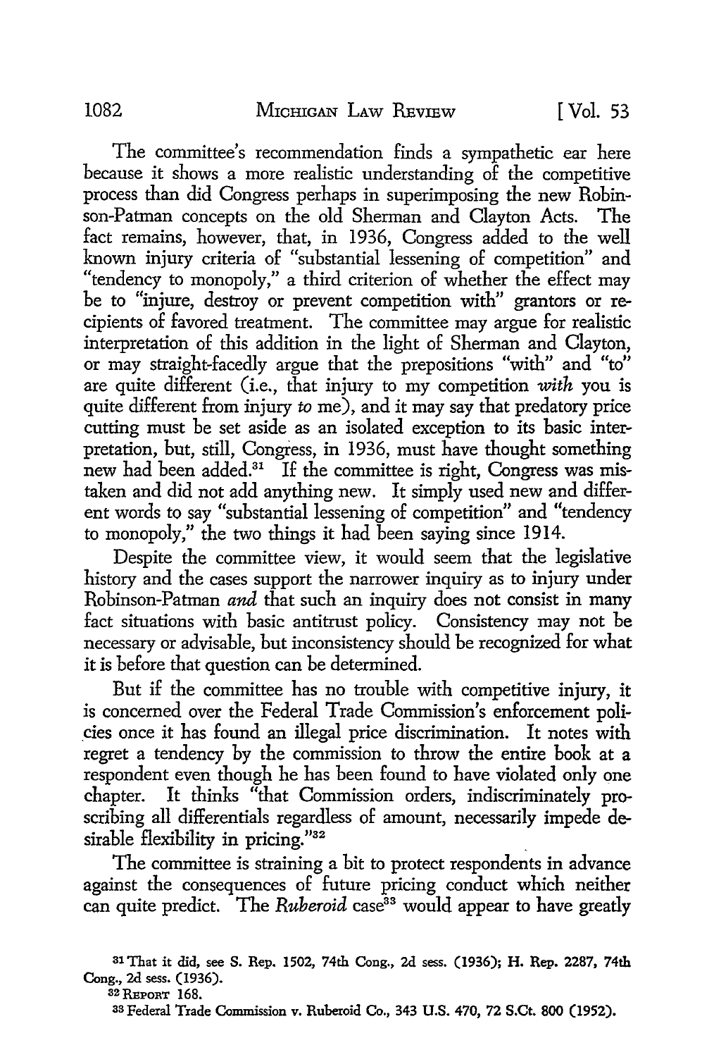The committee's recommendation finds a sympathetic ear here because it shows a more realistic understanding of the competitive process than did Congress perhaps in superimposing the new Robinson-Patman concepts on the old Sherman and Clayton Acts. The fact remains, however, that, in 1936, Congress added to the well known injury criteria of "substantial lessening of competition" and "tendency to monopoly," a third criterion of whether the effect may be to "injure, destroy or prevent competition with" grantors or recipients of favored treatment. The committee may argue for realistic interpretation of this addition in the light of Sherman and Clayton, or may straight-facedly argue that the prepositions "with" and "to" are quite different (i.e., that injury to my competition *with* you is quite different from injury *to* me), and it may say that predatory price cutting must be set aside as an isolated exception to its basic interpretation, but, still, Congress, in 1936, must have thought something new had been added.[31] If the committee is right, Congress was mistaken and did not add anything new. It simply used new and different words to say "substantial lessening of competition" and "tendency to monopoly," the two things it had been saying since 1914.

Despite the committee view, it would seem that the legislative history and the cases support the narrower inquiry as to injury under Robinson-Patman *and* that such an inquiry does not consist in many fact situations with basic antitrust policy. Consistency may not be necessary or advisable, but inconsistency should be recognized for what it is before that question can be determined.

But if the committee has no trouble with competitive injury, it is concerned over the Federal Trade Commission's enforcement policies once it has found an illegal price discrimination. It notes with regret a tendency by the commission to throw the entire book at a respondent even though he has been found to have violated only one chapter. It thinks "that Commission orders, indiscriminately proscribing all differentials regardless of amount, necessarily impede desirable flexibility in pricing."[32]

The committee is straining a bit to protect respondents in advance against the consequences of future pricing conduct which neither can quite predict. The *Ruberoid* case[33] would appear to have greatly

---

[31] That it did, see S. Rep. 1502, 74th Cong., 2d sess. (1936); H. Rep. 2287, 74th Cong., 2d sess. (1936).

[32] REPORT 168.

[33] Federal Trade Commission v. Ruberoid Co., 343 U.S. 470, 72 S.Ct. 800 (1952).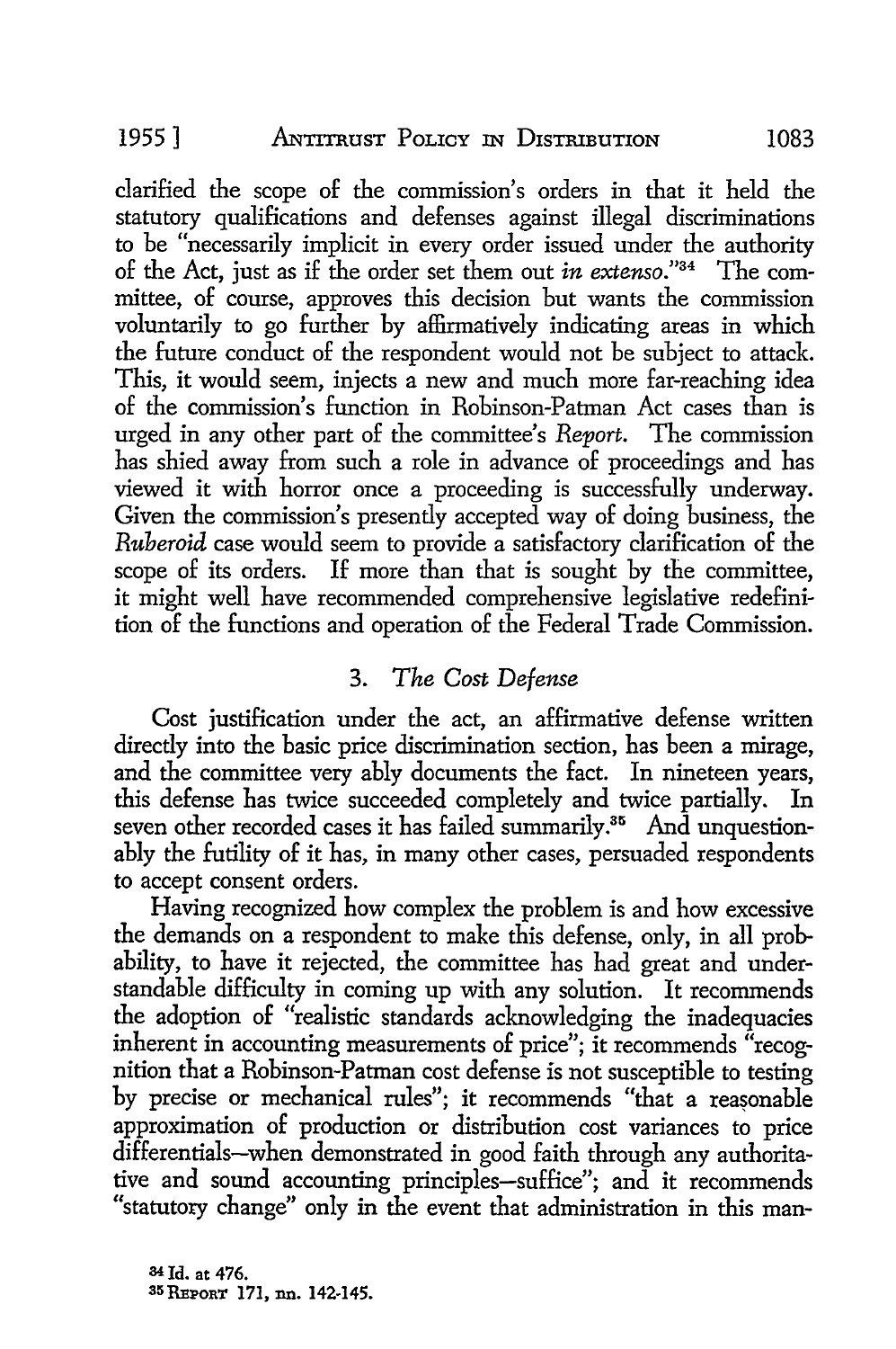clarified the scope of the commission's orders in that it held the statutory qualifications and defenses against illegal discriminations to be "necessarily implicit in every order issued under the authority of the Act, just as if the order set them out *in extenso*."[34] The committee, of course, approves this decision but wants the commission voluntarily to go further by affirmatively indicating areas in which the future conduct of the respondent would not be subject to attack. This, it would seem, injects a new and much more far-reaching idea of the commission's function in Robinson-Patman Act cases than is urged in any other part of the committee's *Report*. The commission has shied away from such a role in advance of proceedings and has viewed it with horror once a proceeding is successfully underway. Given the commission's presently accepted way of doing business, the *Ruberoid* case would seem to provide a satisfactory clarification of the scope of its orders. If more than that is sought by the committee, it might well have recommended comprehensive legislative redefinition of the functions and operation of the Federal Trade Commission.

### 3. *The Cost Defense*

Cost justification under the act, an affirmative defense written directly into the basic price discrimination section, has been a mirage, and the committee very ably documents the fact. In nineteen years, this defense has twice succeeded completely and twice partially. In seven other recorded cases it has failed summarily.[35] And unquestionably the futility of it has, in many other cases, persuaded respondents to accept consent orders.

Having recognized how complex the problem is and how excessive the demands on a respondent to make this defense, only, in all probability, to have it rejected, the committee has had great and understandable difficulty in coming up with any solution. It recommends the adoption of "realistic standards acknowledging the inadequacies inherent in accounting measurements of price"; it recommends "recognition that a Robinson-Patman cost defense is not susceptible to testing by precise or mechanical rules"; it recommends "that a reasonable approximation of production or distribution cost variances to price differentials—when demonstrated in good faith through any authoritative and sound accounting principles—suffice"; and it recommends "statutory change" only in the event that administration in this man-

[34] Id. at 476.

[35] REPORT 171, nn. 142-145.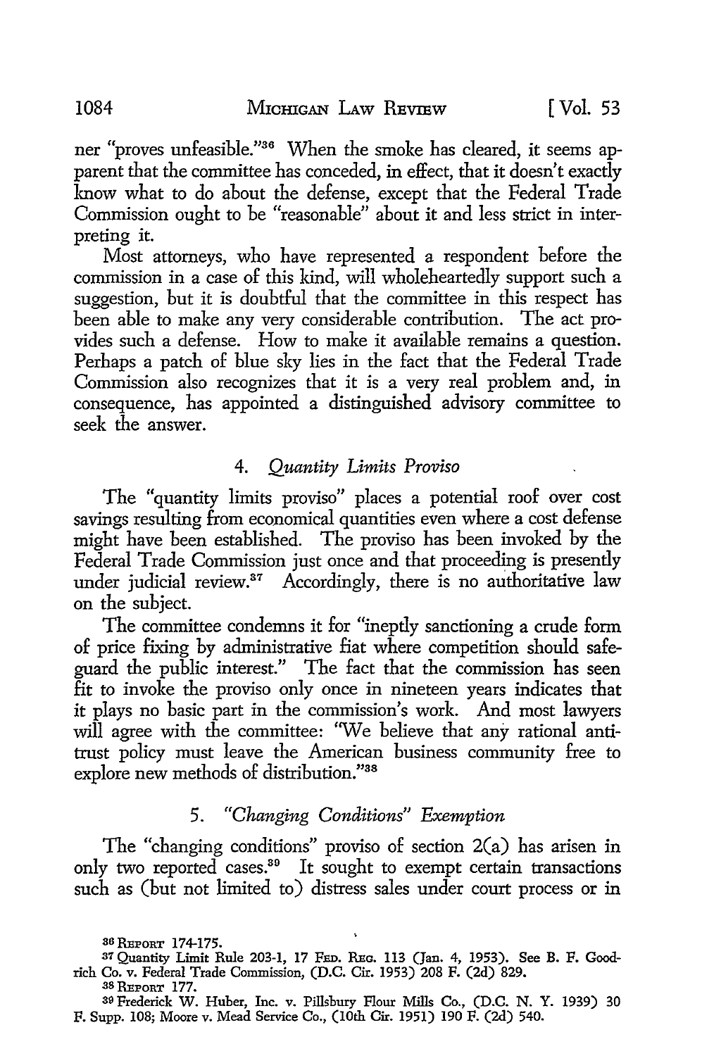ner "proves unfeasible."[36] When the smoke has cleared, it seems apparent that the committee has conceded, in effect, that it doesn't exactly know what to do about the defense, except that the Federal Trade Commission ought to be "reasonable" about it and less strict in interpreting it.

Most attorneys, who have represented a respondent before the commission in a case of this kind, will wholeheartedly support such a suggestion, but it is doubtful that the committee in this respect has been able to make any very considerable contribution. The act provides such a defense. How to make it available remains a question. Perhaps a patch of blue sky lies in the fact that the Federal Trade Commission also recognizes that it is a very real problem and, in consequence, has appointed a distinguished advisory committee to seek the answer.

### 4. *Quantity Limits Proviso*

The "quantity limits proviso" places a potential roof over cost savings resulting from economical quantities even where a cost defense might have been established. The proviso has been invoked by the Federal Trade Commission just once and that proceeding is presently under judicial review.[37] Accordingly, there is no authoritative law on the subject.

The committee condemns it for "ineptly sanctioning a crude form of price fixing by administrative fiat where competition should safeguard the public interest." The fact that the commission has seen fit to invoke the proviso only once in nineteen years indicates that it plays no basic part in the commission's work. And most lawyers will agree with the committee: "We believe that any rational antitrust policy must leave the American business community free to explore new methods of distribution."[38]

### 5. *"Changing Conditions" Exemption*

The "changing conditions" proviso of section 2(a) has arisen in only two reported cases.[39] It sought to exempt certain transactions such as (but not limited to) distress sales under court process or in

---

[36] REPORT 174-175.

[37] Quantity Limit Rule 203-1, 17 FED. REG. 113 (Jan. 4, 1953). See B. F. Goodrich Co. v. Federal Trade Commission, (D.C. Cir. 1953) 208 F. (2d) 829.

[38] REPORT 177.

[39] Frederick W. Huber, Inc. v. Pillsbury Flour Mills Co., (D.C. N. Y. 1939) 30 F. Supp. 108; Moore v. Mead Service Co., (10th Cir. 1951) 190 F. (2d) 540.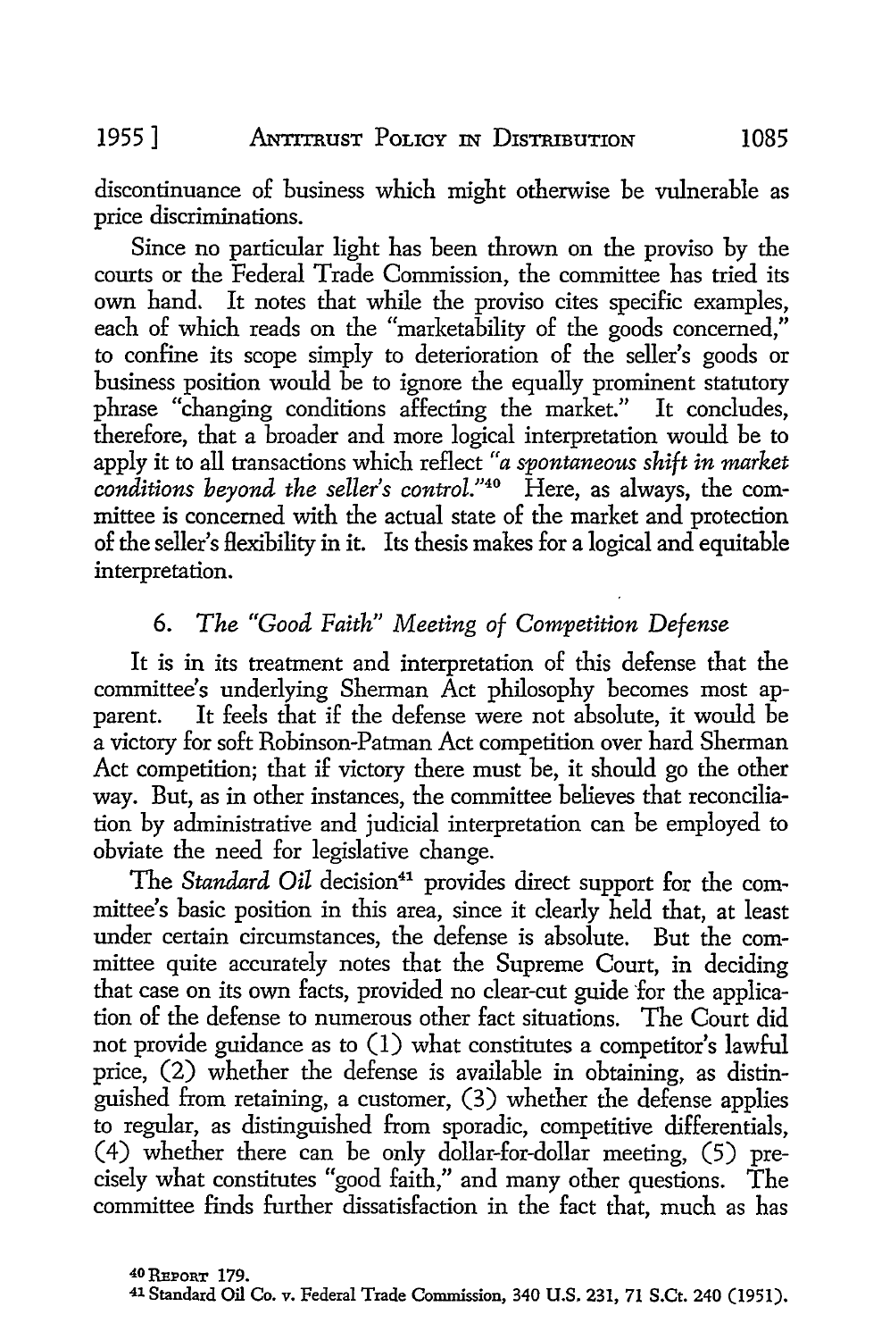discontinuance of business which might otherwise be vulnerable as price discriminations.

Since no particular light has been thrown on the proviso by the courts or the Federal Trade Commission, the committee has tried its own hand. It notes that while the proviso cites specific examples, each of which reads on the "marketability of the goods concerned," to confine its scope simply to deterioration of the seller's goods or business position would be to ignore the equally prominent statutory phrase "changing conditions affecting the market." It concludes, therefore, that a broader and more logical interpretation would be to apply it to all transactions which reflect *"a spontaneous shift in market conditions beyond the seller's control."*[40] Here, as always, the committee is concerned with the actual state of the market and protection of the seller's flexibility in it. Its thesis makes for a logical and equitable interpretation.

### 6. *The "Good Faith" Meeting of Competition Defense*

It is in its treatment and interpretation of this defense that the committee's underlying Sherman Act philosophy becomes most apparent. It feels that if the defense were not absolute, it would be a victory for soft Robinson-Patman Act competition over hard Sherman Act competition; that if victory there must be, it should go the other way. But, as in other instances, the committee believes that reconciliation by administrative and judicial interpretation can be employed to obviate the need for legislative change.

The *Standard Oil* decision[41] provides direct support for the committee's basic position in this area, since it clearly held that, at least under certain circumstances, the defense is absolute. But the committee quite accurately notes that the Supreme Court, in deciding that case on its own facts, provided no clear-cut guide for the application of the defense to numerous other fact situations. The Court did not provide guidance as to (1) what constitutes a competitor's lawful price, (2) whether the defense is available in obtaining, as distinguished from retaining, a customer, (3) whether the defense applies to regular, as distinguished from sporadic, competitive differentials, (4) whether there can be only dollar-for-dollar meeting, (5) precisely what constitutes "good faith," and many other questions. The committee finds further dissatisfaction in the fact that, much as has

[40] REPORT 179.

[41] Standard Oil Co. v. Federal Trade Commission, 340 U.S. 231, 71 S.Ct. 240 (1951).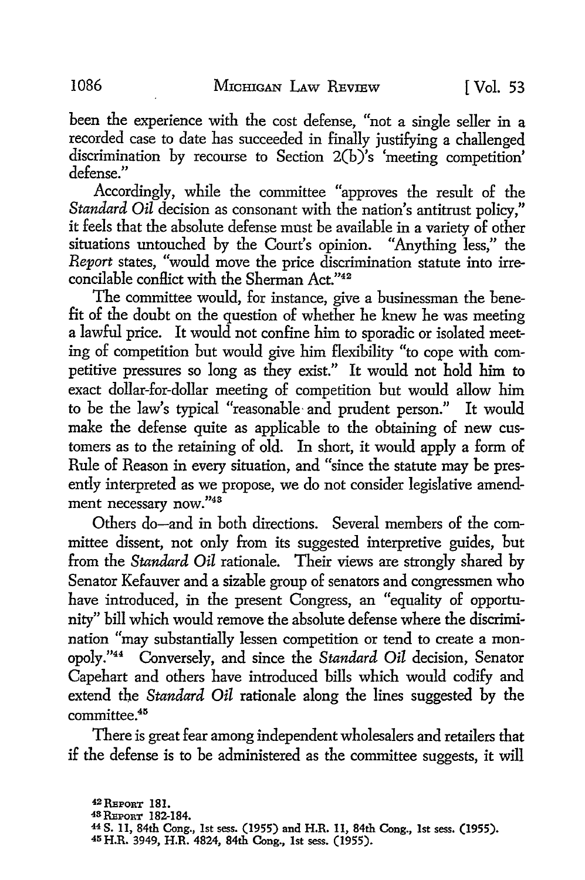been the experience with the cost defense, "not a single seller in a recorded case to date has succeeded in finally justifying a challenged discrimination by recourse to Section 2(b)'s 'meeting competition' defense."

Accordingly, while the committee "approves the result of the *Standard Oil* decision as consonant with the nation's antitrust policy," it feels that the absolute defense must be available in a variety of other situations untouched by the Court's opinion. "Anything less," the *Report* states, "would move the price discrimination statute into irreconcilable conflict with the Sherman Act."[42]

The committee would, for instance, give a businessman the benefit of the doubt on the question of whether he knew he was meeting a lawful price. It would not confine him to sporadic or isolated meeting of competition but would give him flexibility "to cope with competitive pressures so long as they exist." It would not hold him to exact dollar-for-dollar meeting of competition but would allow him to be the law's typical "reasonable and prudent person." It would make the defense quite as applicable to the obtaining of new customers as to the retaining of old. In short, it would apply a form of Rule of Reason in every situation, and "since the statute may be presently interpreted as we propose, we do not consider legislative amendment necessary now."[43]

Others do—and in both directions. Several members of the committee dissent, not only from its suggested interpretive guides, but from the *Standard Oil* rationale. Their views are strongly shared by Senator Kefauver and a sizable group of senators and congressmen who have introduced, in the present Congress, an "equality of opportunity" bill which would remove the absolute defense where the discrimination "may substantially lessen competition or tend to create a monopoly."[44] Conversely, and since the *Standard Oil* decision, Senator Capehart and others have introduced bills which would codify and extend the *Standard Oil* rationale along the lines suggested by the committee.[45]

There is great fear among independent wholesalers and retailers that if the defense is to be administered as the committee suggests, it will

---

[42] REPORT 181.

[43] REPORT 182-184.

[44] S. 11, 84th Cong., 1st sess. (1955) and H.R. 11, 84th Cong., 1st sess. (1955).

[45] H.R. 3949, H.R. 4824, 84th Cong., 1st sess. (1955).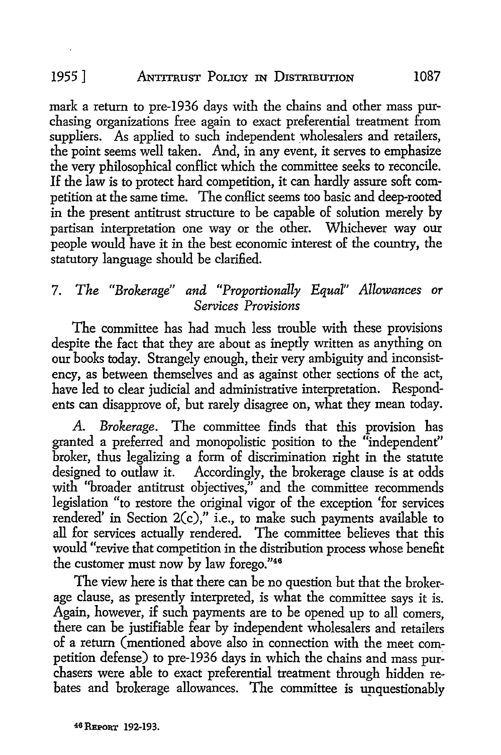mark a return to pre-1936 days with the chains and other mass purchasing organizations free again to exact preferential treatment from suppliers. As applied to such independent wholesalers and retailers, the point seems well taken. And, in any event, it serves to emphasize the very philosophical conflict which the committee seeks to reconcile. If the law is to protect hard competition, it can hardly assure soft competition at the same time. The conflict seems too basic and deep-rooted in the present antitrust structure to be capable of solution merely by partisan interpretation one way or the other. Whichever way our people would have it in the best economic interest of the country, the statutory language should be clarified.

### 7. *The "Brokerage" and "Proportionally Equal" Allowances or Services Provisions*

The committee has had much less trouble with these provisions despite the fact that they are about as ineptly written as anything on our books today. Strangely enough, their very ambiguity and inconsistency, as between themselves and as against other sections of the act, have led to clear judicial and administrative interpretation. Respondents can disapprove of, but rarely disagree on, what they mean today.

*A. Brokerage.* The committee finds that this provision has granted a preferred and monopolistic position to the "independent" broker, thus legalizing a form of discrimination right in the statute designed to outlaw it. Accordingly, the brokerage clause is at odds with "broader antitrust objectives," and the committee recommends legislation "to restore the original vigor of the exception 'for services rendered' in Section 2(c)," i.e., to make such payments available to all for services actually rendered. The committee believes that this would "revive that competition in the distribution process whose benefit the customer must now by law forego."[46]

The view here is that there can be no question but that the brokerage clause, as presently interpreted, is what the committee says it is. Again, however, if such payments are to be opened up to all comers, there can be justifiable fear by independent wholesalers and retailers of a return (mentioned above also in connection with the meet competition defense) to pre-1936 days in which the chains and mass purchasers were able to exact preferential treatment through hidden rebates and brokerage allowances. The committee is unquestionably

[46] REPORT 192-193.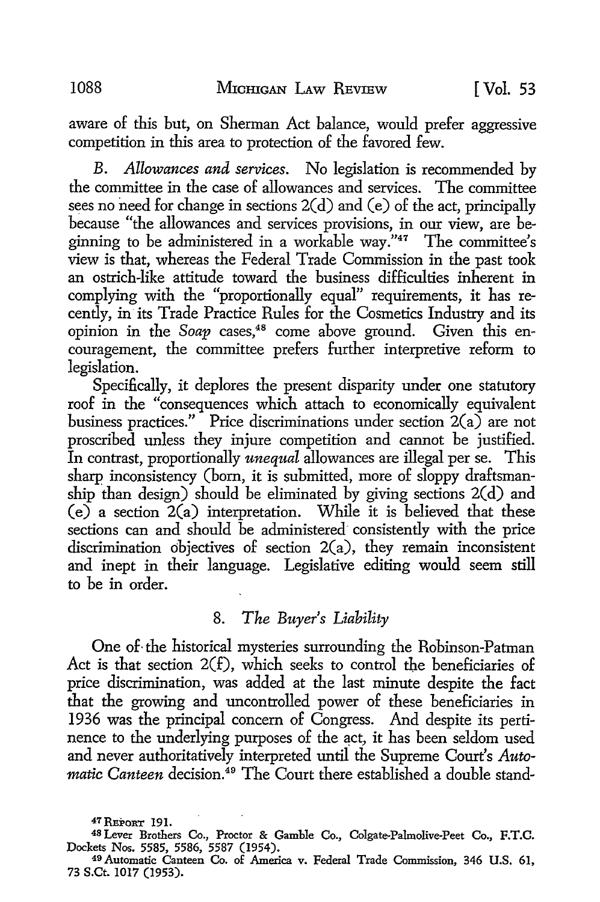aware of this but, on Sherman Act balance, would prefer aggressive competition in this area to protection of the favored few.

*B. Allowances and services.* No legislation is recommended by the committee in the case of allowances and services. The committee sees no need for change in sections 2(d) and (e) of the act, principally because "the allowances and services provisions, in our view, are beginning to be administered in a workable way."[47] The committee's view is that, whereas the Federal Trade Commission in the past took an ostrich-like attitude toward the business difficulties inherent in complying with the "proportionally equal" requirements, it has recently, in its Trade Practice Rules for the Cosmetics Industry and its opinion in the *Soap* cases,[48] come above ground. Given this encouragement, the committee prefers further interpretive reform to legislation.

Specifically, it deplores the present disparity under one statutory roof in the "consequences which attach to economically equivalent business practices." Price discriminations under section 2(a) are not proscribed unless they injure competition and cannot be justified. In contrast, proportionally *unequal* allowances are illegal per se. This sharp inconsistency (born, it is submitted, more of sloppy draftsmanship than design) should be eliminated by giving sections 2(d) and (e) a section 2(a) interpretation. While it is believed that these sections can and should be administered consistently with the price discrimination objectives of section 2(a), they remain inconsistent and inept in their language. Legislative editing would seem still to be in order.

## 8. *The Buyer's Liability*

One of the historical mysteries surrounding the Robinson-Patman Act is that section 2(f), which seeks to control the beneficiaries of price discrimination, was added at the last minute despite the fact that the growing and uncontrolled power of these beneficiaries in 1936 was the principal concern of Congress. And despite its pertinence to the underlying purposes of the act, it has been seldom used and never authoritatively interpreted until the Supreme Court's *Automatic Canteen* decision.[49] The Court there established a double stand-

---

[47] REPORT 191.

[48] Lever Brothers Co., Proctor & Gamble Co., Colgate-Palmolive-Peet Co., F.T.C. Dockets Nos. 5585, 5586, 5587 (1954).

[49] Automatic Canteen Co. of America v. Federal Trade Commission, 346 U.S. 61, 73 S.Ct. 1017 (1953).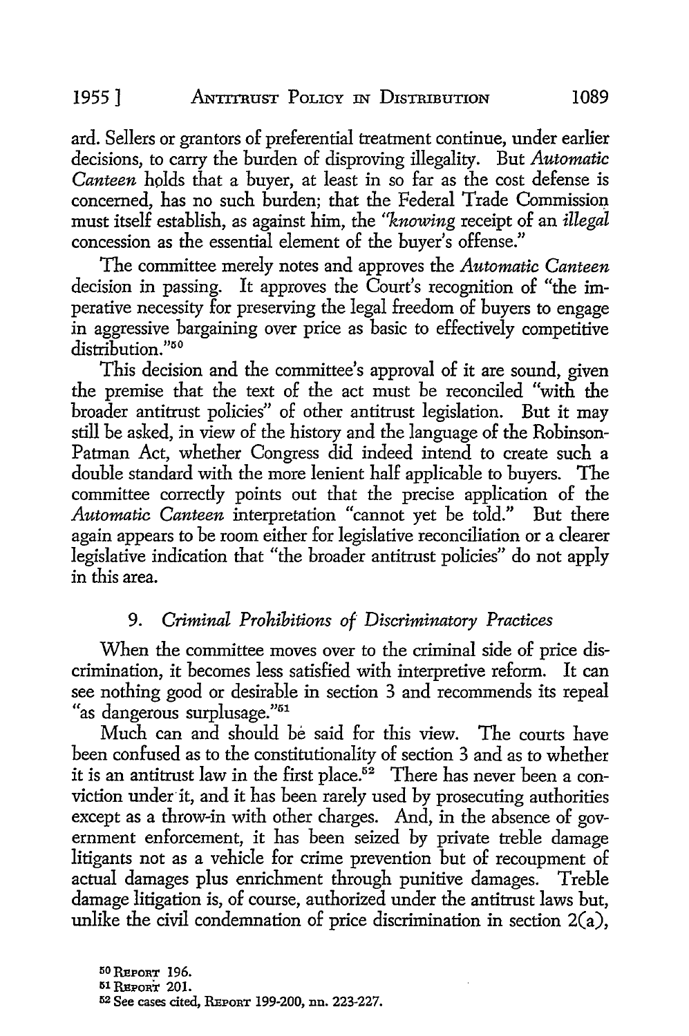ard. Sellers or grantors of preferential treatment continue, under earlier decisions, to carry the burden of disproving illegality. But *Automatic Canteen* holds that a buyer, at least in so far as the cost defense is concerned, has no such burden; that the Federal Trade Commission must itself establish, as against him, the "*knowing* receipt of an *illegal* concession as the essential element of the buyer's offense."

The committee merely notes and approves the *Automatic Canteen* decision in passing. It approves the Court's recognition of "the imperative necessity for preserving the legal freedom of buyers to engage in aggressive bargaining over price as basic to effectively competitive distribution."[50]

This decision and the committee's approval of it are sound, given the premise that the text of the act must be reconciled "with the broader antitrust policies" of other antitrust legislation. But it may still be asked, in view of the history and the language of the Robinson-Patman Act, whether Congress did indeed intend to create such a double standard with the more lenient half applicable to buyers. The committee correctly points out that the precise application of the *Automatic Canteen* interpretation "cannot yet be told." But there again appears to be room either for legislative reconciliation or a clearer legislative indication that "the broader antitrust policies" do not apply in this area.

### 9. *Criminal Prohibitions of Discriminatory Practices*

When the committee moves over to the criminal side of price discrimination, it becomes less satisfied with interpretive reform. It can see nothing good or desirable in section 3 and recommends its repeal "as dangerous surplusage."[51]

Much can and should be said for this view. The courts have been confused as to the constitutionality of section 3 and as to whether it is an antitrust law in the first place.[52] There has never been a conviction under it, and it has been rarely used by prosecuting authorities except as a throw-in with other charges. And, in the absence of government enforcement, it has been seized by private treble damage litigants not as a vehicle for crime prevention but of recoupment of actual damages plus enrichment through punitive damages. Treble damage litigation is, of course, authorized under the antitrust laws but, unlike the civil condemnation of price discrimination in section 2(a),

[50] REPORT 196.

[51] REPORT 201.

[52] See cases cited, REPORT 199-200, nn. 223-227.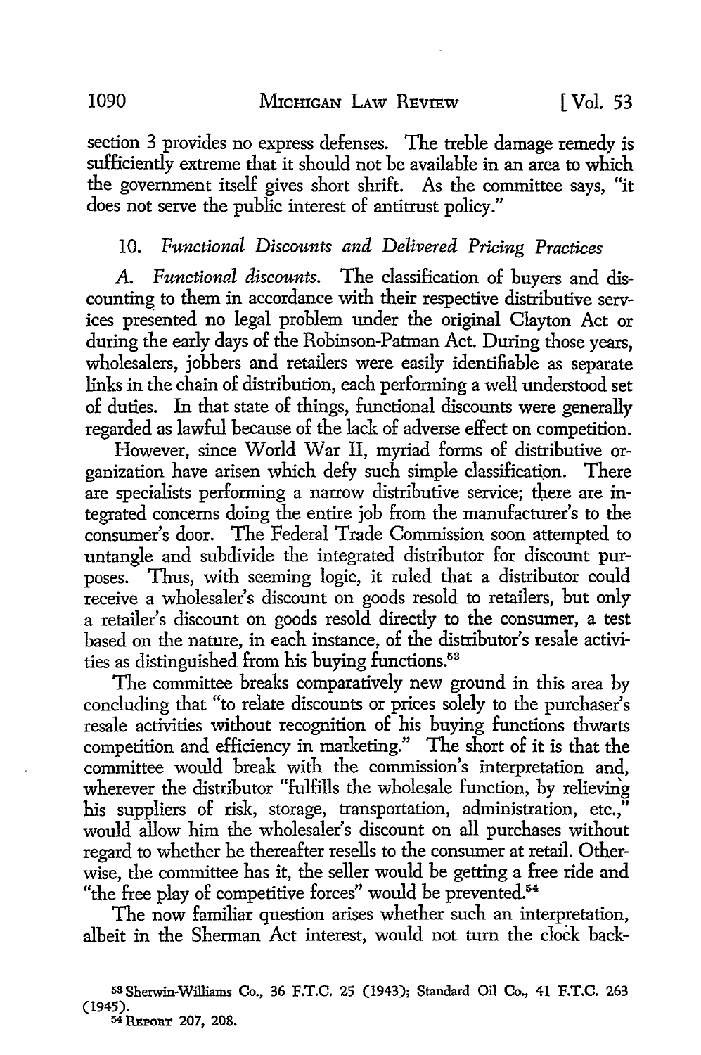section 3 provides no express defenses. The treble damage remedy is sufficiently extreme that it should not be available in an area to which the government itself gives short shrift. As the committee says, "it does not serve the public interest of antitrust policy."

### 10. *Functional Discounts and Delivered Pricing Practices*

*A. Functional discounts.* The classification of buyers and discounting to them in accordance with their respective distributive services presented no legal problem under the original Clayton Act or during the early days of the Robinson-Patman Act. During those years, wholesalers, jobbers and retailers were easily identifiable as separate links in the chain of distribution, each performing a well understood set of duties. In that state of things, functional discounts were generally regarded as lawful because of the lack of adverse effect on competition.

However, since World War II, myriad forms of distributive organization have arisen which defy such simple classification. There are specialists performing a narrow distributive service; there are integrated concerns doing the entire job from the manufacturer's to the consumer's door. The Federal Trade Commission soon attempted to untangle and subdivide the integrated distributor for discount purposes. Thus, with seeming logic, it ruled that a distributor could receive a wholesaler's discount on goods resold to retailers, but only a retailer's discount on goods resold directly to the consumer, a test based on the nature, in each instance, of the distributor's resale activities as distinguished from his buying functions.[53]

The committee breaks comparatively new ground in this area by concluding that "to relate discounts or prices solely to the purchaser's resale activities without recognition of his buying functions thwarts competition and efficiency in marketing." The short of it is that the committee would break with the commission's interpretation and, wherever the distributor "fulfills the wholesale function, by relieving his suppliers of risk, storage, transportation, administration, etc.," would allow him the wholesaler's discount on all purchases without regard to whether he thereafter resells to the consumer at retail. Otherwise, the committee has it, the seller would be getting a free ride and "the free play of competitive forces" would be prevented.[54]

The now familiar question arises whether such an interpretation, albeit in the Sherman Act interest, would not turn the clock back-

---

[53] Sherwin-Williams Co., 36 F.T.C. 25 (1943); Standard Oil Co., 41 F.T.C. 263 (1945).

[54] REPORT 207, 208.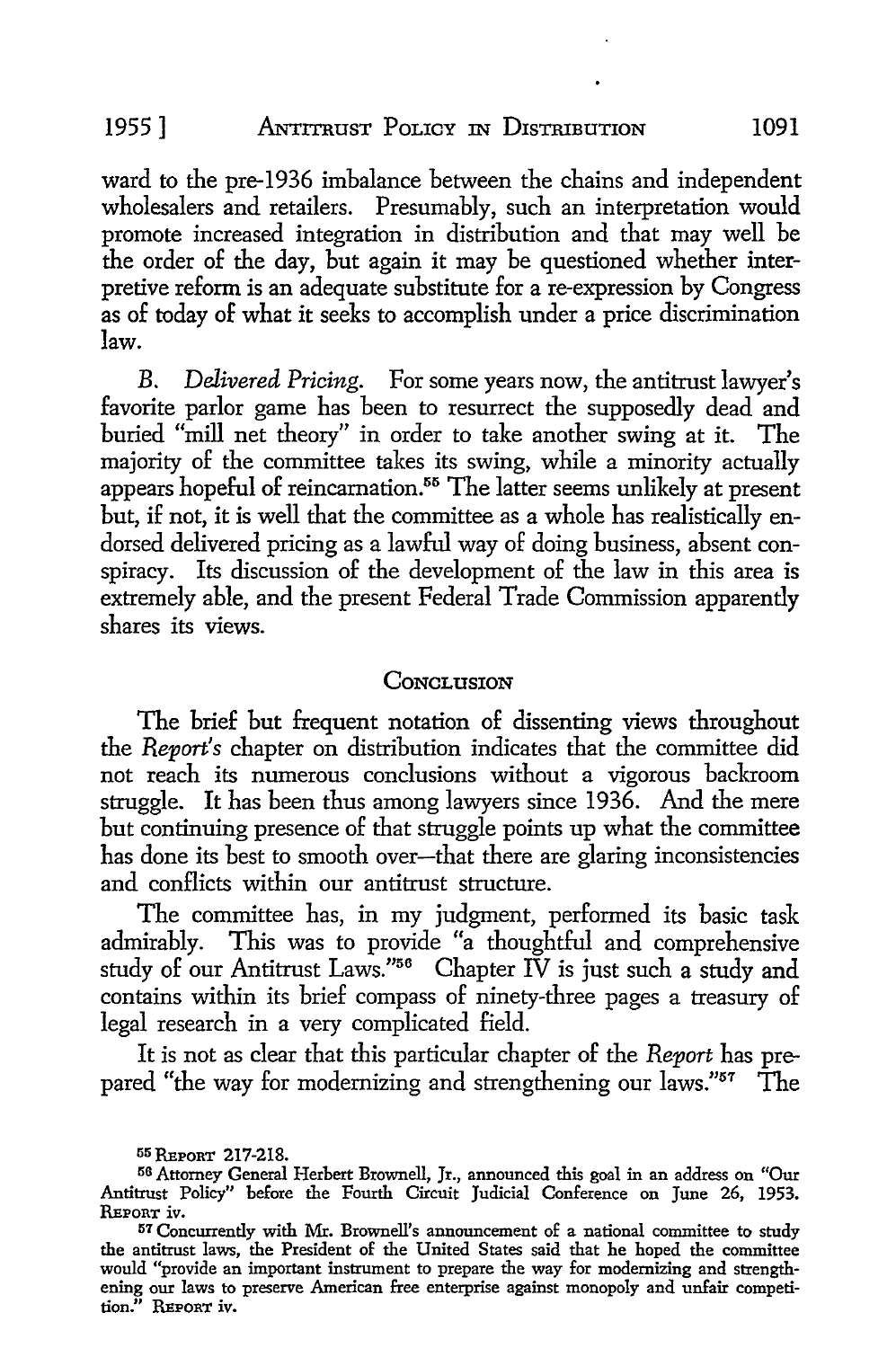ward to the pre-1936 imbalance between the chains and independent wholesalers and retailers. Presumably, such an interpretation would promote increased integration in distribution and that may well be the order of the day, but again it may be questioned whether interpretive reform is an adequate substitute for a re-expression by Congress as of today of what it seeks to accomplish under a price discrimination law.

*B. Delivered Pricing.* For some years now, the antitrust lawyer's favorite parlor game has been to resurrect the supposedly dead and buried "mill net theory" in order to take another swing at it. The majority of the committee takes its swing, while a minority actually appears hopeful of reincarnation.[55] The latter seems unlikely at present but, if not, it is well that the committee as a whole has realistically endorsed delivered pricing as a lawful way of doing business, absent conspiracy. Its discussion of the development of the law in this area is extremely able, and the present Federal Trade Commission apparently shares its views.

## Conclusion

The brief but frequent notation of dissenting views throughout the *Report's* chapter on distribution indicates that the committee did not reach its numerous conclusions without a vigorous backroom struggle. It has been thus among lawyers since 1936. And the mere but continuing presence of that struggle points up what the committee has done its best to smooth over—that there are glaring inconsistencies and conflicts within our antitrust structure.

The committee has, in my judgment, performed its basic task admirably. This was to provide "a thoughtful and comprehensive study of our Antitrust Laws."[56] Chapter IV is just such a study and contains within its brief compass of ninety-three pages a treasury of legal research in a very complicated field.

It is not as clear that this particular chapter of the *Report* has prepared "the way for modernizing and strengthening our laws."[57] The

---

[55] Report 217-218.

[56] Attorney General Herbert Brownell, Jr., announced this goal in an address on "Our Antitrust Policy" before the Fourth Circuit Judicial Conference on June 26, 1953. Report iv.

[57] Concurrently with Mr. Brownell's announcement of a national committee to study the antitrust laws, the President of the United States said that he hoped the committee would "provide an important instrument to prepare the way for modernizing and strengthening our laws to preserve American free enterprise against monopoly and unfair competition." Report iv.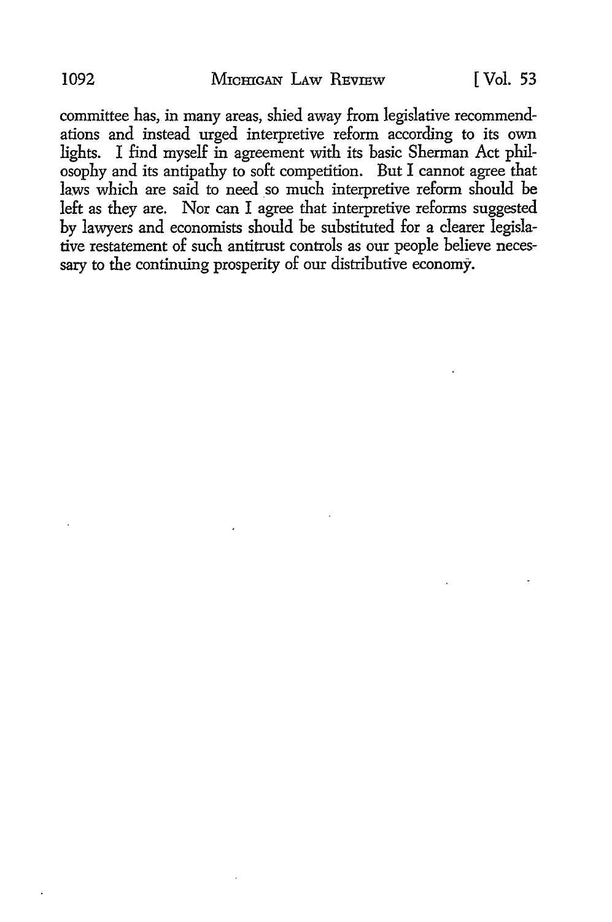committee has, in many areas, shied away from legislative recommendations and instead urged interpretive reform according to its own lights. I find myself in agreement with its basic Sherman Act philosophy and its antipathy to soft competition. But I cannot agree that laws which are said to need so much interpretive reform should be left as they are. Nor can I agree that interpretive reforms suggested by lawyers and economists should be substituted for a clearer legislative restatement of such antitrust controls as our people believe necessary to the continuing prosperity of our distributive economy.